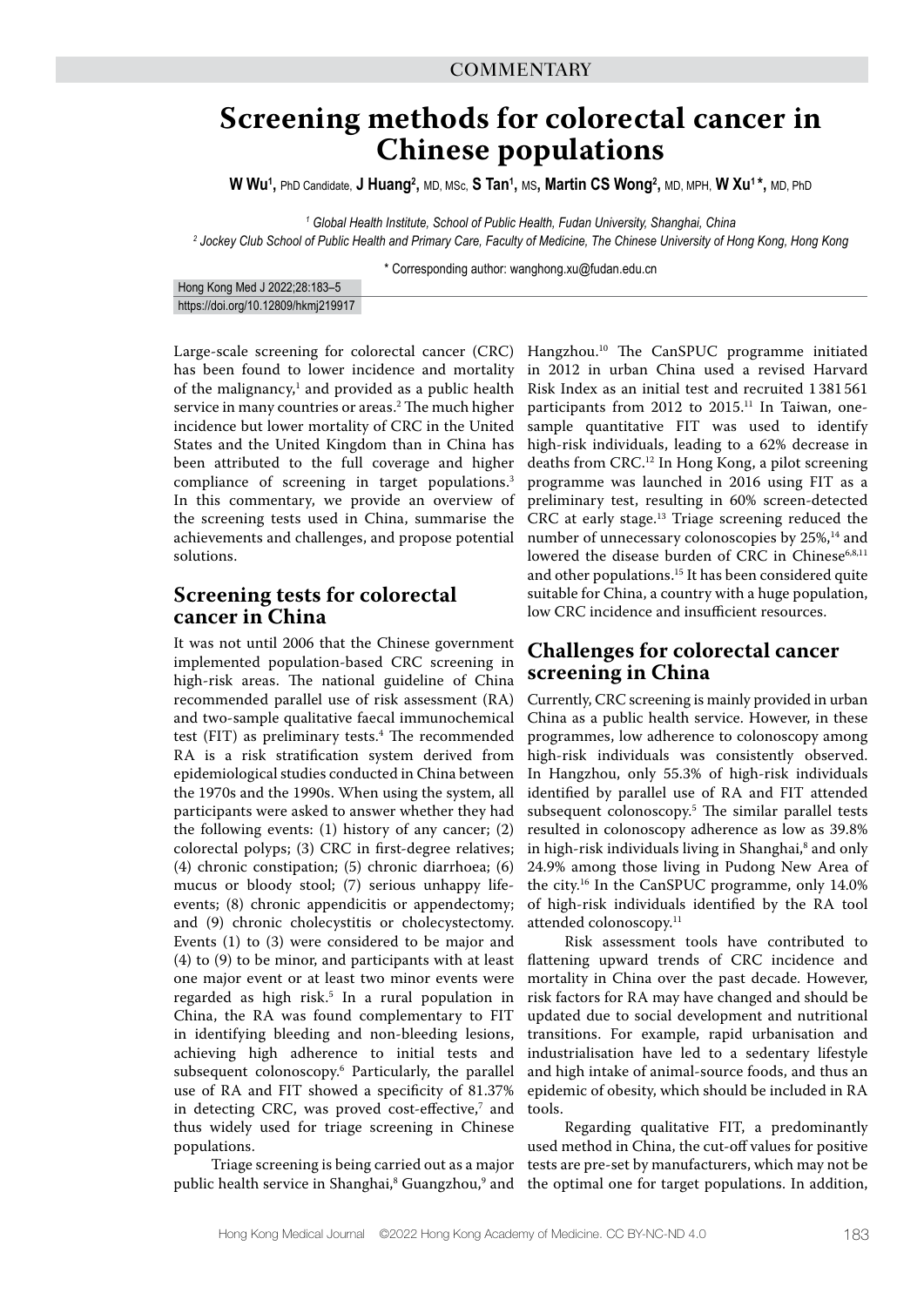COMMENTARY

# Screening methods for colorectal cancer in Chinese populations

**W Wu[1],** PhD Candidate, **J Huang[2],** MD, MSc, **S Tan[1],** MS**, Martin CS Wong[2],** MD, MPH, **W Xu[1]*,** MD, PhD

*[1] Global Health Institute, School of Public Health, Fudan University, Shanghai, China*
*[2] Jockey Club School of Public Health and Primary Care, Faculty of Medicine, The Chinese University of Hong Kong, Hong Kong*

\* Corresponding author: wanghong.xu@fudan.edu.cn

https://doi.org/10.12809/hkmj219917

Large-scale screening for colorectal cancer (CRC) has been found to lower incidence and mortality of the malignancy,[1] and provided as a public health service in many countries or areas.[2] The much higher incidence but lower mortality of CRC in the United States and the United Kingdom than in China has been attributed to the full coverage and higher compliance of screening in target populations.[3] In this commentary, we provide an overview of the screening tests used in China, summarise the achievements and challenges, and propose potential solutions.

## Screening tests for colorectal cancer in China

It was not until 2006 that the Chinese government implemented population-based CRC screening in high-risk areas. The national guideline of China recommended parallel use of risk assessment (RA) and two-sample qualitative faecal immunochemical test (FIT) as preliminary tests.[4] The recommended RA is a risk stratification system derived from epidemiological studies conducted in China between the 1970s and the 1990s. When using the system, all participants were asked to answer whether they had the following events: (1) history of any cancer; (2) colorectal polyps; (3) CRC in first-degree relatives; (4) chronic constipation; (5) chronic diarrhoea; (6) mucus or bloody stool; (7) serious unhappy life-events; (8) chronic appendicitis or appendectomy; and (9) chronic cholecystitis or cholecystectomy. Events (1) to (3) were considered to be major and (4) to (9) to be minor, and participants with at least one major event or at least two minor events were regarded as high risk.[5] In a rural population in China, the RA was found complementary to FIT in identifying bleeding and non-bleeding lesions, achieving high adherence to initial tests and subsequent colonoscopy.[6] Particularly, the parallel use of RA and FIT showed a specificity of 81.37% in detecting CRC, was proved cost-effective,[7] and thus widely used for triage screening in Chinese populations.

Triage screening is being carried out as a major public health service in Shanghai,[8] Guangzhou,[9] and Hangzhou.[10] The CanSPUC programme initiated in 2012 in urban China used a revised Harvard Risk Index as an initial test and recruited 1 381 561 participants from 2012 to 2015.[11] In Taiwan, one-sample quantitative FIT was used to identify high-risk individuals, leading to a 62% decrease in deaths from CRC.[12] In Hong Kong, a pilot screening programme was launched in 2016 using FIT as a preliminary test, resulting in 60% screen-detected CRC at early stage.[13] Triage screening reduced the number of unnecessary colonoscopies by 25%,[14] and lowered the disease burden of CRC in Chinese[6,8,11] and other populations.[15] It has been considered quite suitable for China, a country with a huge population, low CRC incidence and insufficient resources.

## Challenges for colorectal cancer screening in China

Currently, CRC screening is mainly provided in urban China as a public health service. However, in these programmes, low adherence to colonoscopy among high-risk individuals was consistently observed. In Hangzhou, only 55.3% of high-risk individuals identified by parallel use of RA and FIT attended subsequent colonoscopy.[5] The similar parallel tests resulted in colonoscopy adherence as low as 39.8% in high-risk individuals living in Shanghai,[8] and only 24.9% among those living in Pudong New Area of the city.[16] In the CanSPUC programme, only 14.0% of high-risk individuals identified by the RA tool attended colonoscopy.[11]

Risk assessment tools have contributed to flattening upward trends of CRC incidence and mortality in China over the past decade. However, risk factors for RA may have changed and should be updated due to social development and nutritional transitions. For example, rapid urbanisation and industrialisation have led to a sedentary lifestyle and high intake of animal-source foods, and thus an epidemic of obesity, which should be included in RA tools.

Regarding qualitative FIT, a predominantly used method in China, the cut-off values for positive tests are pre-set by manufacturers, which may not be the optimal one for target populations. In addition,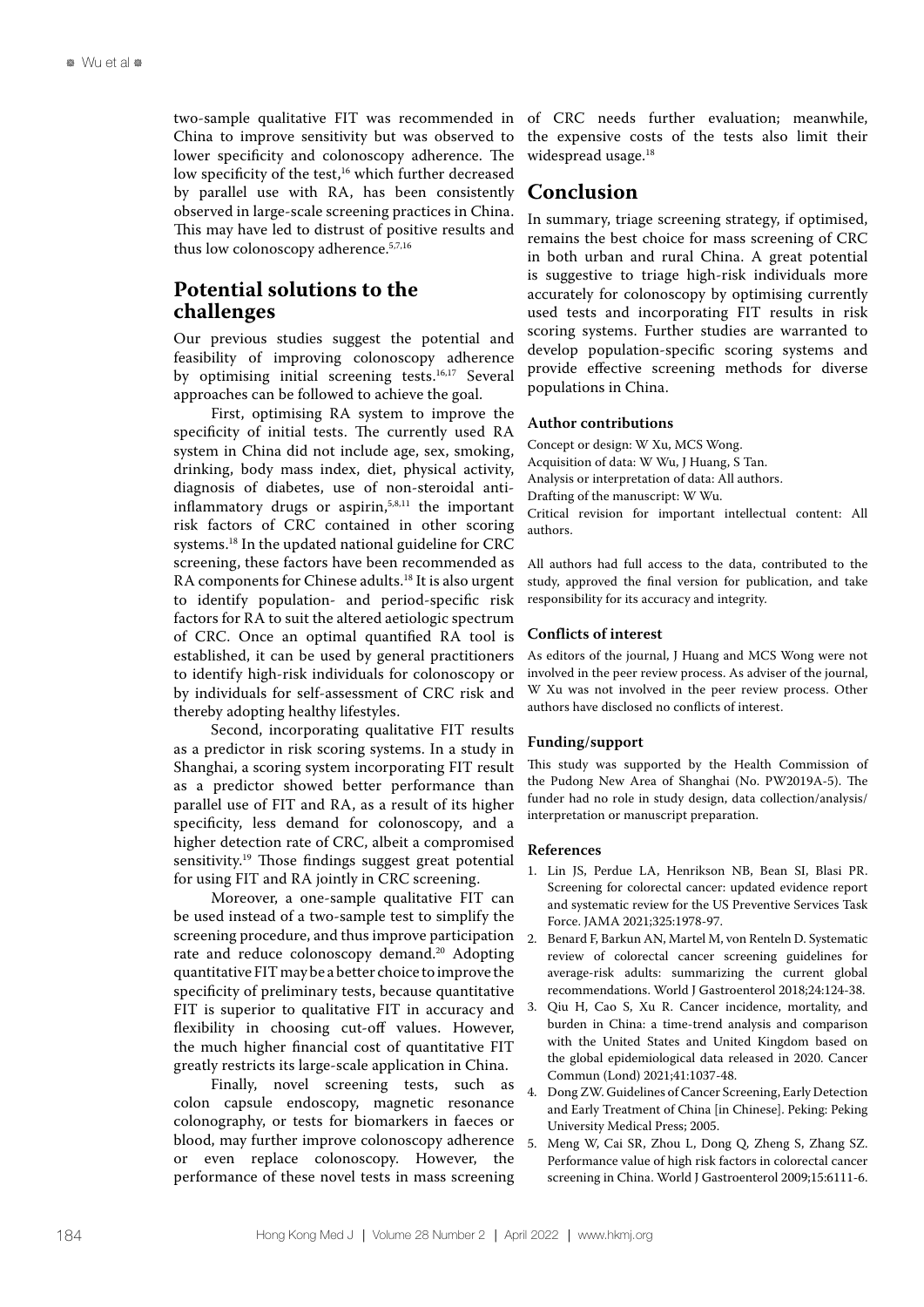two-sample qualitative FIT was recommended in China to improve sensitivity but was observed to lower specificity and colonoscopy adherence. The low specificity of the test,[16] which further decreased by parallel use with RA, has been consistently observed in large-scale screening practices in China. This may have led to distrust of positive results and thus low colonoscopy adherence.[5,7,16]

## Potential solutions to the challenges

Our previous studies suggest the potential and feasibility of improving colonoscopy adherence by optimising initial screening tests.[16,17] Several approaches can be followed to achieve the goal.

First, optimising RA system to improve the specificity of initial tests. The currently used RA system in China did not include age, sex, smoking, drinking, body mass index, diet, physical activity, diagnosis of diabetes, use of non-steroidal anti-inflammatory drugs or aspirin,[5,8,11] the important risk factors of CRC contained in other scoring systems.[18] In the updated national guideline for CRC screening, these factors have been recommended as RA components for Chinese adults.[18] It is also urgent to identify population- and period-specific risk factors for RA to suit the altered aetiologic spectrum of CRC. Once an optimal quantified RA tool is established, it can be used by general practitioners to identify high-risk individuals for colonoscopy or by individuals for self-assessment of CRC risk and thereby adopting healthy lifestyles.

Second, incorporating qualitative FIT results as a predictor in risk scoring systems. In a study in Shanghai, a scoring system incorporating FIT result as a predictor showed better performance than parallel use of FIT and RA, as a result of its higher specificity, less demand for colonoscopy, and a higher detection rate of CRC, albeit a compromised sensitivity.[19] Those findings suggest great potential for using FIT and RA jointly in CRC screening.

Moreover, a one-sample qualitative FIT can be used instead of a two-sample test to simplify the screening procedure, and thus improve participation rate and reduce colonoscopy demand.[20] Adopting quantitative FIT may be a better choice to improve the specificity of preliminary tests, because quantitative FIT is superior to qualitative FIT in accuracy and flexibility in choosing cut-off values. However, the much higher financial cost of quantitative FIT greatly restricts its large-scale application in China.

Finally, novel screening tests, such as colon capsule endoscopy, magnetic resonance colonography, or tests for biomarkers in faeces or blood, may further improve colonoscopy adherence or even replace colonoscopy. However, the performance of these novel tests in mass screening of CRC needs further evaluation; meanwhile, the expensive costs of the tests also limit their widespread usage.[18]

## Conclusion

In summary, triage screening strategy, if optimised, remains the best choice for mass screening of CRC in both urban and rural China. A great potential is suggestive to triage high-risk individuals more accurately for colonoscopy by optimising currently used tests and incorporating FIT results in risk scoring systems. Further studies are warranted to develop population-specific scoring systems and provide effective screening methods for diverse populations in China.

### Author contributions

Concept or design: W Xu, MCS Wong.
Acquisition of data: W Wu, J Huang, S Tan.
Analysis or interpretation of data: All authors.
Drafting of the manuscript: W Wu.
Critical revision for important intellectual content: All authors.

All authors had full access to the data, contributed to the study, approved the final version for publication, and take responsibility for its accuracy and integrity.

### Conflicts of interest

As editors of the journal, J Huang and MCS Wong were not involved in the peer review process. As adviser of the journal, W Xu was not involved in the peer review process. Other authors have disclosed no conflicts of interest.

### Funding/support

This study was supported by the Health Commission of the Pudong New Area of Shanghai (No. PW2019A-5). The funder had no role in study design, data collection/analysis/interpretation or manuscript preparation.

### References

1. Lin JS, Perdue LA, Henrikson NB, Bean SI, Blasi PR. Screening for colorectal cancer: updated evidence report and systematic review for the US Preventive Services Task Force. JAMA 2021;325:1978-97.
2. Benard F, Barkun AN, Martel M, von Renteln D. Systematic review of colorectal cancer screening guidelines for average-risk adults: summarizing the current global recommendations. World J Gastroenterol 2018;24:124-38.
3. Qiu H, Cao S, Xu R. Cancer incidence, mortality, and burden in China: a time-trend analysis and comparison with the United States and United Kingdom based on the global epidemiological data released in 2020. Cancer Commun (Lond) 2021;41:1037-48.
4. Dong ZW. Guidelines of Cancer Screening, Early Detection and Early Treatment of China [in Chinese]. Peking: Peking University Medical Press; 2005.
5. Meng W, Cai SR, Zhou L, Dong Q, Zheng S, Zhang SZ. Performance value of high risk factors in colorectal cancer screening in China. World J Gastroenterol 2009;15:6111-6.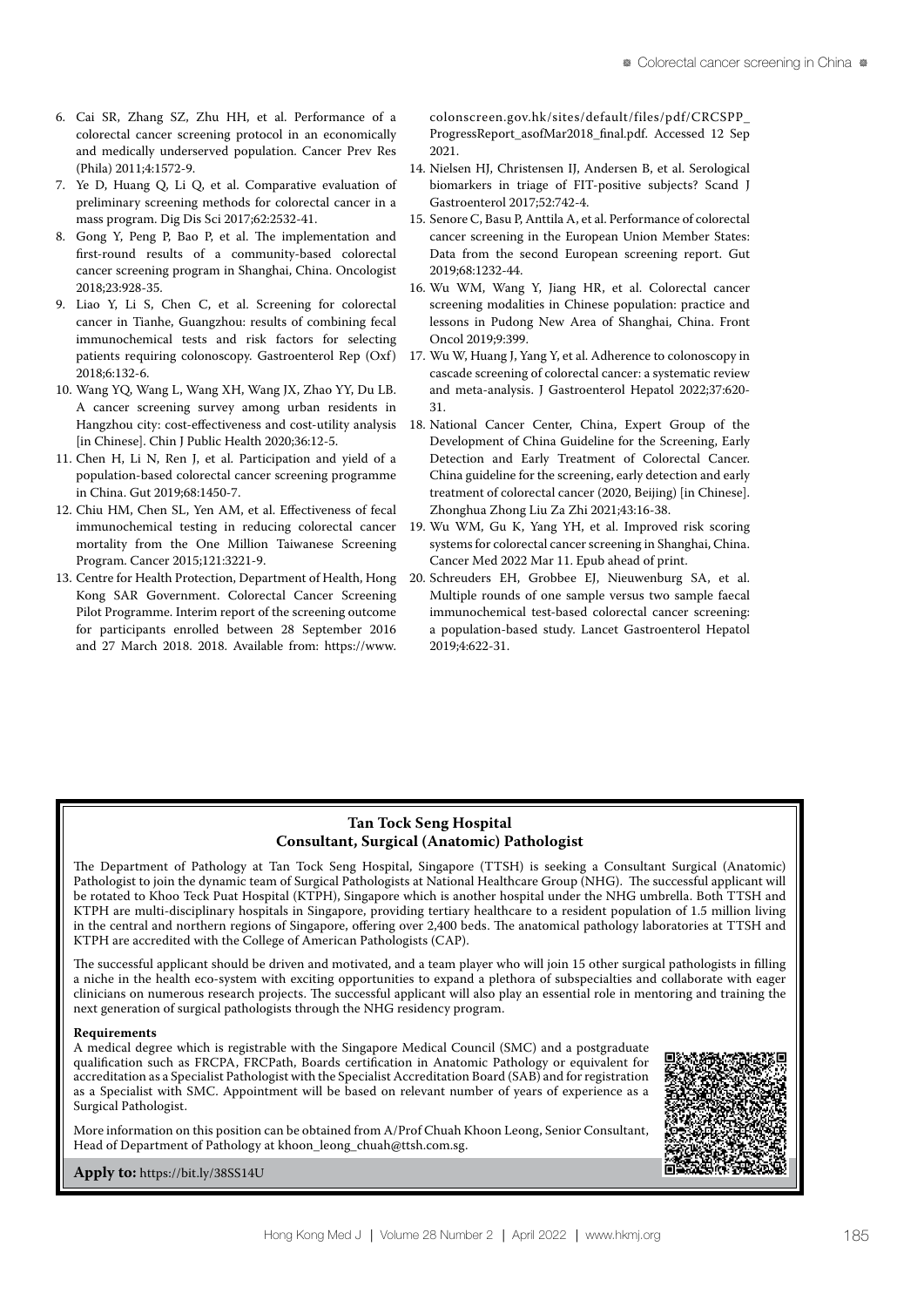6. Cai SR, Zhang SZ, Zhu HH, et al. Performance of a colorectal cancer screening protocol in an economically and medically underserved population. Cancer Prev Res (Phila) 2011;4:1572-9.
7. Ye D, Huang Q, Li Q, et al. Comparative evaluation of preliminary screening methods for colorectal cancer in a mass program. Dig Dis Sci 2017;62:2532-41.
8. Gong Y, Peng P, Bao P, et al. The implementation and first-round results of a community-based colorectal cancer screening program in Shanghai, China. Oncologist 2018;23:928-35.
9. Liao Y, Li S, Chen C, et al. Screening for colorectal cancer in Tianhe, Guangzhou: results of combining fecal immunochemical tests and risk factors for selecting patients requiring colonoscopy. Gastroenterol Rep (Oxf) 2018;6:132-6.
10. Wang YQ, Wang L, Wang XH, Wang JX, Zhao YY, Du LB. A cancer screening survey among urban residents in Hangzhou city: cost-effectiveness and cost-utility analysis [in Chinese]. Chin J Public Health 2020;36:12-5.
11. Chen H, Li N, Ren J, et al. Participation and yield of a population-based colorectal cancer screening programme in China. Gut 2019;68:1450-7.
12. Chiu HM, Chen SL, Yen AM, et al. Effectiveness of fecal immunochemical testing in reducing colorectal cancer mortality from the One Million Taiwanese Screening Program. Cancer 2015;121:3221-9.
13. Centre for Health Protection, Department of Health, Hong Kong SAR Government. Colorectal Cancer Screening Pilot Programme. Interim report of the screening outcome for participants enrolled between 28 September 2016 and 27 March 2018. 2018. Available from: https://www.colonscreen.gov.hk/sites/default/files/pdf/CRCSPP_ProgressReport_asofMar2018_final.pdf. Accessed 12 Sep 2021.
14. Nielsen HJ, Christensen IJ, Andersen B, et al. Serological biomarkers in triage of FIT-positive subjects? Scand J Gastroenterol 2017;52:742-4.
15. Senore C, Basu P, Anttila A, et al. Performance of colorectal cancer screening in the European Union Member States: Data from the second European screening report. Gut 2019;68:1232-44.
16. Wu WM, Wang Y, Jiang HR, et al. Colorectal cancer screening modalities in Chinese population: practice and lessons in Pudong New Area of Shanghai, China. Front Oncol 2019;9:399.
17. Wu W, Huang J, Yang Y, et al. Adherence to colonoscopy in cascade screening of colorectal cancer: a systematic review and meta-analysis. J Gastroenterol Hepatol 2022;37:620-31.
18. National Cancer Center, China, Expert Group of the Development of China Guideline for the Screening, Early Detection and Early Treatment of Colorectal Cancer. China guideline for the screening, early detection and early treatment of colorectal cancer (2020, Beijing) [in Chinese]. Zhonghua Zhong Liu Za Zhi 2021;43:16-38.
19. Wu WM, Gu K, Yang YH, et al. Improved risk scoring systems for colorectal cancer screening in Shanghai, China. Cancer Med 2022 Mar 11. Epub ahead of print.
20. Schreuders EH, Grobbee EJ, Nieuwenburg SA, et al. Multiple rounds of one sample versus two sample faecal immunochemical test-based colorectal cancer screening: a population-based study. Lancet Gastroenterol Hepatol 2019;4:622-31.

---

**Tan Tock Seng Hospital**
**Consultant, Surgical (Anatomic) Pathologist**

The Department of Pathology at Tan Tock Seng Hospital, Singapore (TTSH) is seeking a Consultant Surgical (Anatomic) Pathologist to join the dynamic team of Surgical Pathologists at National Healthcare Group (NHG). The successful applicant will be rotated to Khoo Teck Puat Hospital (KTPH), Singapore which is another hospital under the NHG umbrella. Both TTSH and KTPH are multi-disciplinary hospitals in Singapore, providing tertiary healthcare to a resident population of 1.5 million living in the central and northern regions of Singapore, offering over 2,400 beds. The anatomical pathology laboratories at TTSH and KTPH are accredited with the College of American Pathologists (CAP).

The successful applicant should be driven and motivated, and a team player who will join 15 other surgical pathologists in filling a niche in the health eco-system with exciting opportunities to expand a plethora of subspecialties and collaborate with eager clinicians on numerous research projects. The successful applicant will also play an essential role in mentoring and training the next generation of surgical pathologists through the NHG residency program.

**Requirements**
A medical degree which is registrable with the Singapore Medical Council (SMC) and a postgraduate qualification such as FRCPA, FRCPath, Boards certification in Anatomic Pathology or equivalent for accreditation as a Specialist Pathologist with the Specialist Accreditation Board (SAB) and for registration as a Specialist with SMC. Appointment will be based on relevant number of years of experience as a Surgical Pathologist.

More information on this position can be obtained from A/Prof Chuah Khoon Leong, Senior Consultant, Head of Department of Pathology at khoon_leong_chuah@ttsh.com.sg.

**Apply to:** https://bit.ly/38SS14U